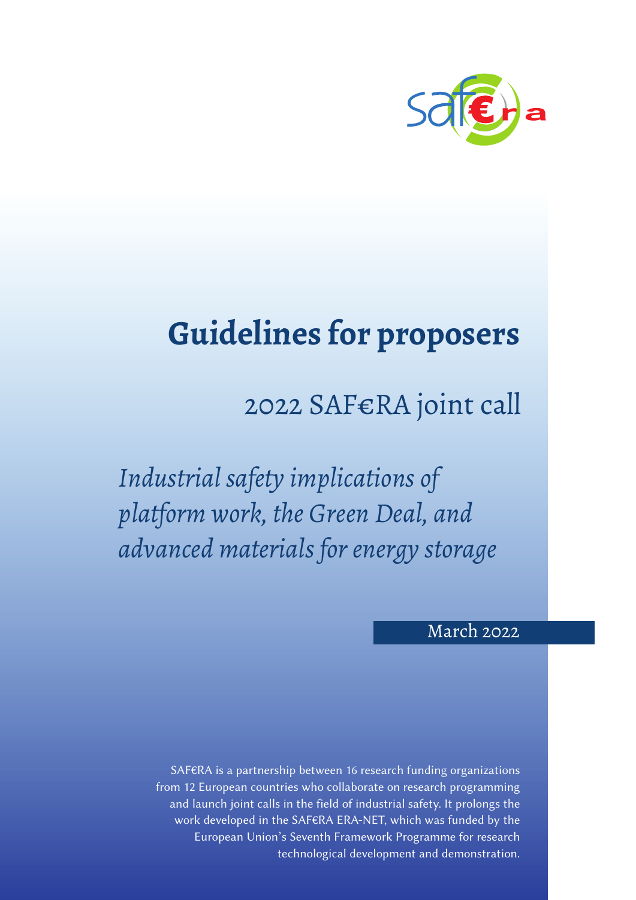# Guidelines for proposers

## 2022 SAF€RA joint call

*Industrial safety implications of platform work, the Green Deal, and advanced materials for energy storage*

March 2022

SAF€RA is a partnership between 16 research funding organizations from 12 European countries who collaborate on research programming and launch joint calls in the field of industrial safety. It prolongs the work developed in the SAF€RA ERA-NET, which was funded by the European Union's Seventh Framework Programme for research technological development and demonstration.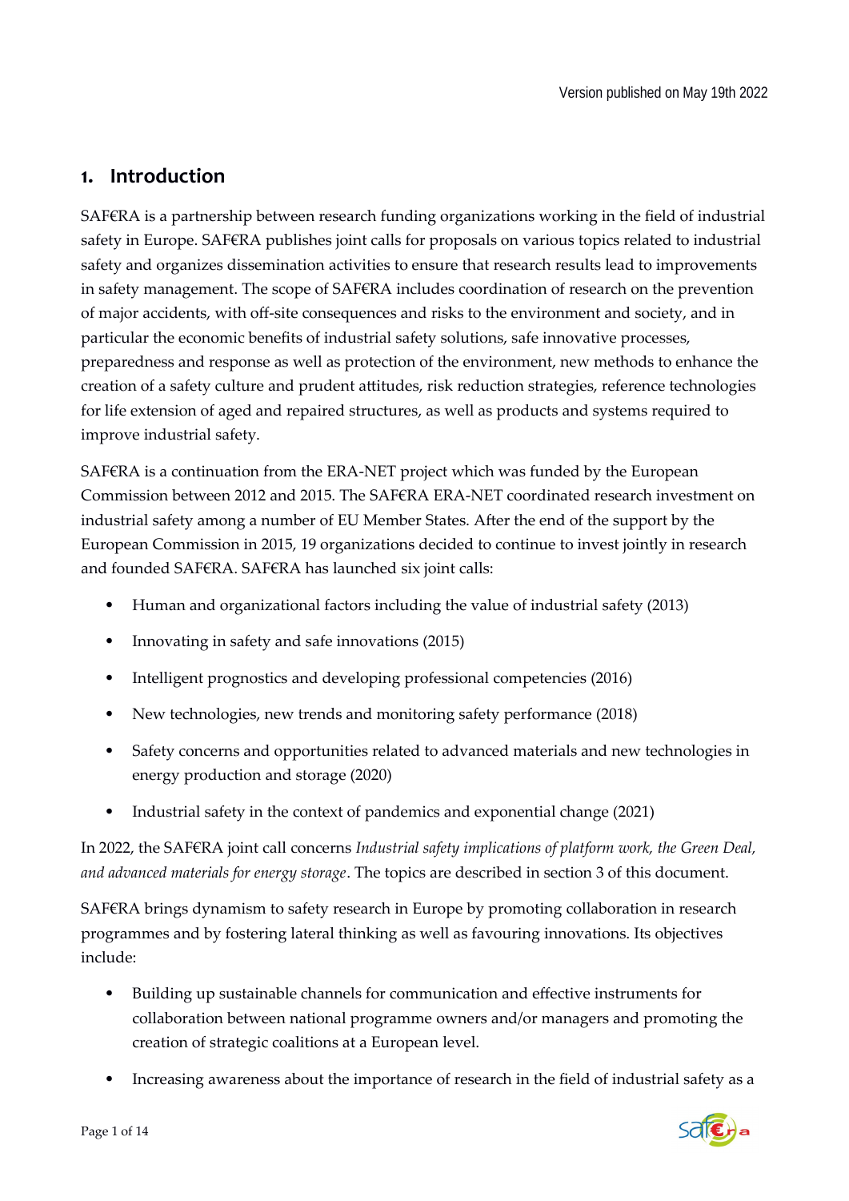Version published on May 19th 2022

# 1. Introduction

SAF€RA is a partnership between research funding organizations working in the field of industrial safety in Europe. SAF€RA publishes joint calls for proposals on various topics related to industrial safety and organizes dissemination activities to ensure that research results lead to improvements in safety management. The scope of SAF€RA includes coordination of research on the prevention of major accidents, with off-site consequences and risks to the environment and society, and in particular the economic benefits of industrial safety solutions, safe innovative processes, preparedness and response as well as protection of the environment, new methods to enhance the creation of a safety culture and prudent attitudes, risk reduction strategies, reference technologies for life extension of aged and repaired structures, as well as products and systems required to improve industrial safety.

SAF€RA is a continuation from the ERA-NET project which was funded by the European Commission between 2012 and 2015. The SAF€RA ERA-NET coordinated research investment on industrial safety among a number of EU Member States. After the end of the support by the European Commission in 2015, 19 organizations decided to continue to invest jointly in research and founded SAF€RA. SAF€RA has launched six joint calls:

- Human and organizational factors including the value of industrial safety (2013)
- Innovating in safety and safe innovations (2015)
- Intelligent prognostics and developing professional competencies (2016)
- New technologies, new trends and monitoring safety performance (2018)
- Safety concerns and opportunities related to advanced materials and new technologies in energy production and storage (2020)
- Industrial safety in the context of pandemics and exponential change (2021)

In 2022, the SAF€RA joint call concerns *Industrial safety implications of platform work, the Green Deal, and advanced materials for energy storage*. The topics are described in section 3 of this document.

SAF€RA brings dynamism to safety research in Europe by promoting collaboration in research programmes and by fostering lateral thinking as well as favouring innovations. Its objectives include:

- Building up sustainable channels for communication and effective instruments for collaboration between national programme owners and/or managers and promoting the creation of strategic coalitions at a European level.
- Increasing awareness about the importance of research in the field of industrial safety as a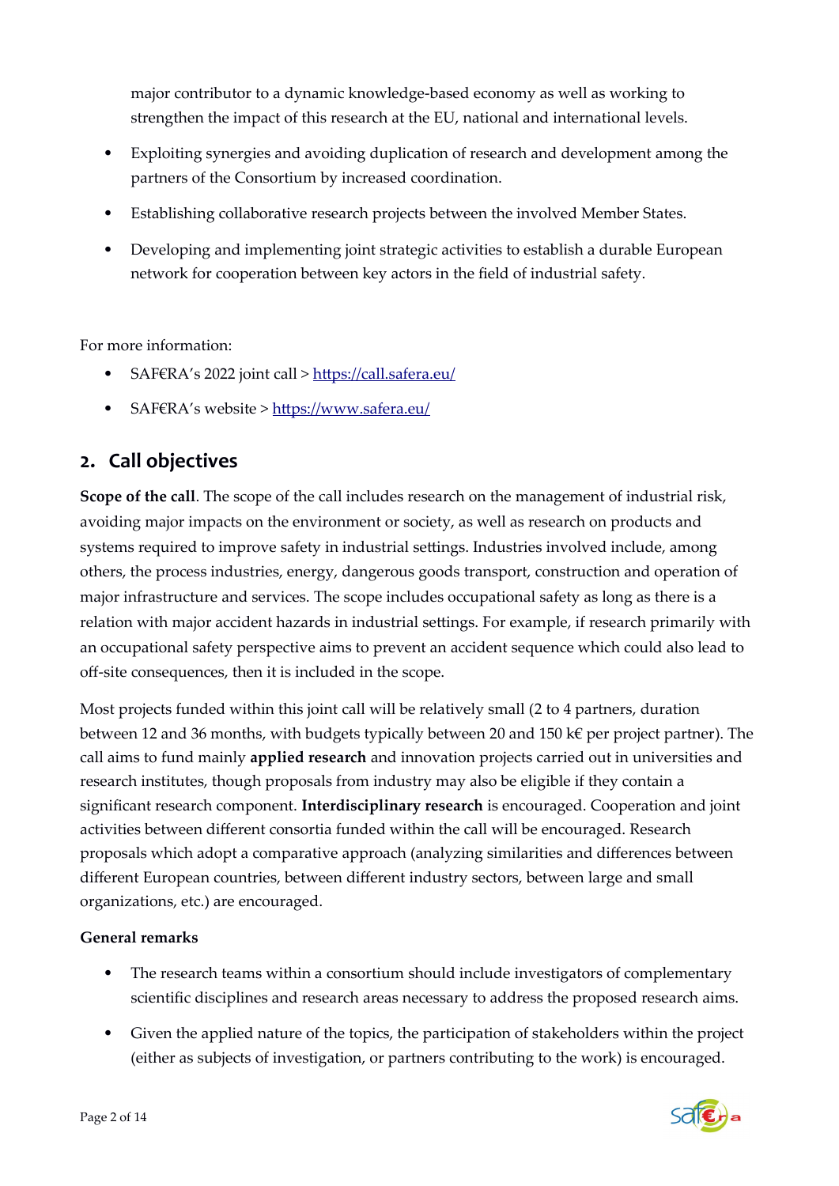major contributor to a dynamic knowledge-based economy as well as working to strengthen the impact of this research at the EU, national and international levels.

- Exploiting synergies and avoiding duplication of research and development among the partners of the Consortium by increased coordination.
- Establishing collaborative research projects between the involved Member States.
- Developing and implementing joint strategic activities to establish a durable European network for cooperation between key actors in the field of industrial safety.

For more information:

- SAF€RA's 2022 joint call > https://call.safera.eu/
- SAF€RA's website > https://www.safera.eu/

## 2. Call objectives

**Scope of the call**. The scope of the call includes research on the management of industrial risk, avoiding major impacts on the environment or society, as well as research on products and systems required to improve safety in industrial settings. Industries involved include, among others, the process industries, energy, dangerous goods transport, construction and operation of major infrastructure and services. The scope includes occupational safety as long as there is a relation with major accident hazards in industrial settings. For example, if research primarily with an occupational safety perspective aims to prevent an accident sequence which could also lead to off-site consequences, then it is included in the scope.

Most projects funded within this joint call will be relatively small (2 to 4 partners, duration between 12 and 36 months, with budgets typically between 20 and 150 k€ per project partner). The call aims to fund mainly **applied research** and innovation projects carried out in universities and research institutes, though proposals from industry may also be eligible if they contain a significant research component. **Interdisciplinary research** is encouraged. Cooperation and joint activities between different consortia funded within the call will be encouraged. Research proposals which adopt a comparative approach (analyzing similarities and differences between different European countries, between different industry sectors, between large and small organizations, etc.) are encouraged.

**General remarks**

- The research teams within a consortium should include investigators of complementary scientific disciplines and research areas necessary to address the proposed research aims.
- Given the applied nature of the topics, the participation of stakeholders within the project (either as subjects of investigation, or partners contributing to the work) is encouraged.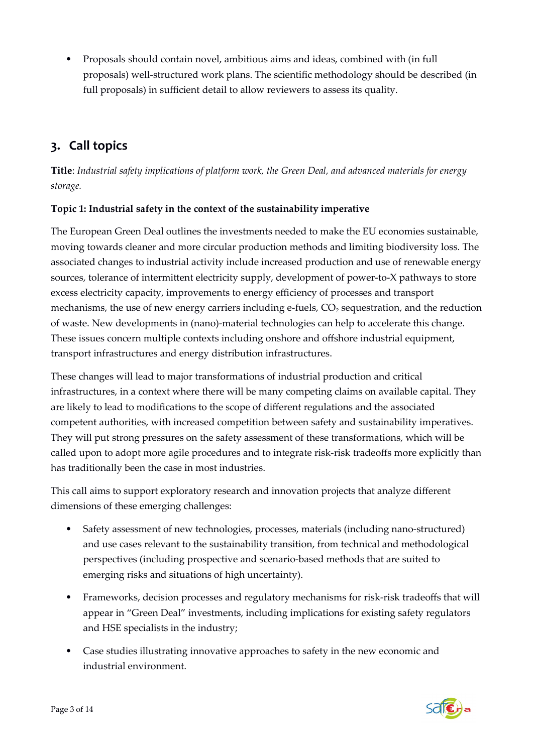- Proposals should contain novel, ambitious aims and ideas, combined with (in full proposals) well-structured work plans. The scientific methodology should be described (in full proposals) in sufficient detail to allow reviewers to assess its quality.

## 3. Call topics

**Title**: *Industrial safety implications of platform work, the Green Deal, and advanced materials for energy storage.*

**Topic 1: Industrial safety in the context of the sustainability imperative**

The European Green Deal outlines the investments needed to make the EU economies sustainable, moving towards cleaner and more circular production methods and limiting biodiversity loss. The associated changes to industrial activity include increased production and use of renewable energy sources, tolerance of intermittent electricity supply, development of power-to-X pathways to store excess electricity capacity, improvements to energy efficiency of processes and transport mechanisms, the use of new energy carriers including e-fuels, $CO_2$ sequestration, and the reduction of waste. New developments in (nano)-material technologies can help to accelerate this change. These issues concern multiple contexts including onshore and offshore industrial equipment, transport infrastructures and energy distribution infrastructures.

These changes will lead to major transformations of industrial production and critical infrastructures, in a context where there will be many competing claims on available capital. They are likely to lead to modifications to the scope of different regulations and the associated competent authorities, with increased competition between safety and sustainability imperatives. They will put strong pressures on the safety assessment of these transformations, which will be called upon to adopt more agile procedures and to integrate risk-risk tradeoffs more explicitly than has traditionally been the case in most industries.

This call aims to support exploratory research and innovation projects that analyze different dimensions of these emerging challenges:

- Safety assessment of new technologies, processes, materials (including nano-structured) and use cases relevant to the sustainability transition, from technical and methodological perspectives (including prospective and scenario-based methods that are suited to emerging risks and situations of high uncertainty).
- Frameworks, decision processes and regulatory mechanisms for risk-risk tradeoffs that will appear in "Green Deal" investments, including implications for existing safety regulators and HSE specialists in the industry;
- Case studies illustrating innovative approaches to safety in the new economic and industrial environment.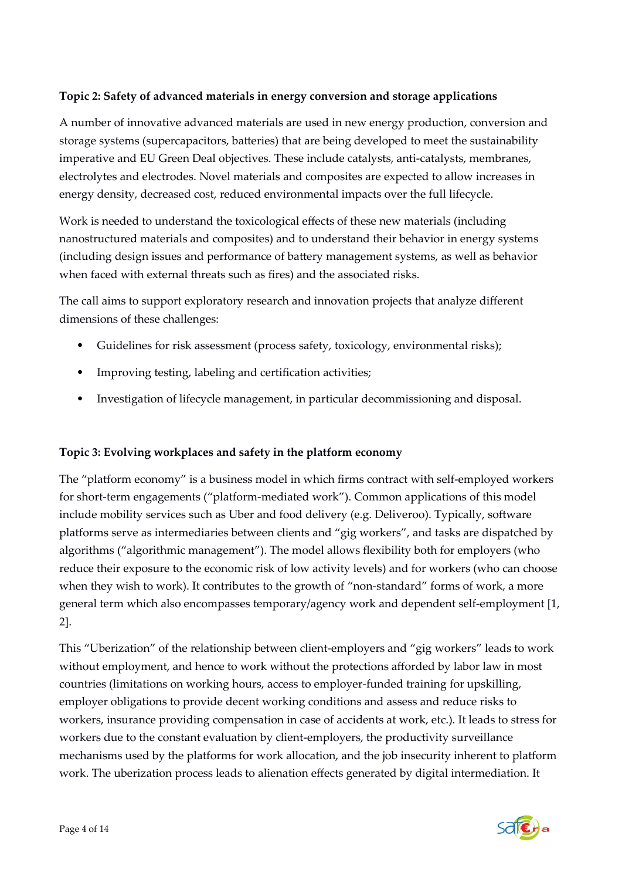**Topic 2: Safety of advanced materials in energy conversion and storage applications**

A number of innovative advanced materials are used in new energy production, conversion and storage systems (supercapacitors, batteries) that are being developed to meet the sustainability imperative and EU Green Deal objectives. These include catalysts, anti-catalysts, membranes, electrolytes and electrodes. Novel materials and composites are expected to allow increases in energy density, decreased cost, reduced environmental impacts over the full lifecycle.

Work is needed to understand the toxicological effects of these new materials (including nanostructured materials and composites) and to understand their behavior in energy systems (including design issues and performance of battery management systems, as well as behavior when faced with external threats such as fires) and the associated risks.

The call aims to support exploratory research and innovation projects that analyze different dimensions of these challenges:

- Guidelines for risk assessment (process safety, toxicology, environmental risks);
- Improving testing, labeling and certification activities;
- Investigation of lifecycle management, in particular decommissioning and disposal.

**Topic 3: Evolving workplaces and safety in the platform economy**

The "platform economy" is a business model in which firms contract with self-employed workers for short-term engagements ("platform-mediated work"). Common applications of this model include mobility services such as Uber and food delivery (e.g. Deliveroo). Typically, software platforms serve as intermediaries between clients and "gig workers", and tasks are dispatched by algorithms ("algorithmic management"). The model allows flexibility both for employers (who reduce their exposure to the economic risk of low activity levels) and for workers (who can choose when they wish to work). It contributes to the growth of "non-standard" forms of work, a more general term which also encompasses temporary/agency work and dependent self-employment [1, 2].

This "Uberization" of the relationship between client-employers and "gig workers" leads to work without employment, and hence to work without the protections afforded by labor law in most countries (limitations on working hours, access to employer-funded training for upskilling, employer obligations to provide decent working conditions and assess and reduce risks to workers, insurance providing compensation in case of accidents at work, etc.). It leads to stress for workers due to the constant evaluation by client-employers, the productivity surveillance mechanisms used by the platforms for work allocation, and the job insecurity inherent to platform work. The uberization process leads to alienation effects generated by digital intermediation. It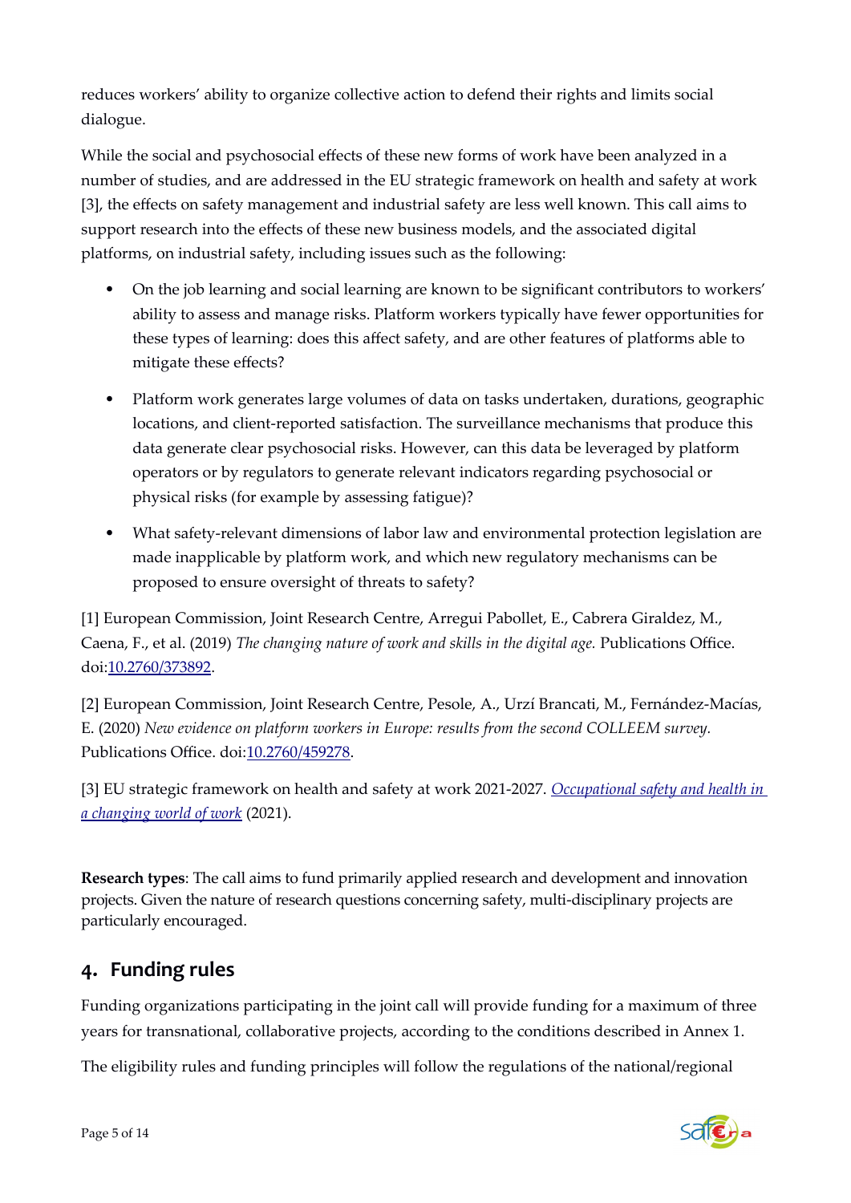reduces workers' ability to organize collective action to defend their rights and limits social dialogue.

While the social and psychosocial effects of these new forms of work have been analyzed in a number of studies, and are addressed in the EU strategic framework on health and safety at work [3], the effects on safety management and industrial safety are less well known. This call aims to support research into the effects of these new business models, and the associated digital platforms, on industrial safety, including issues such as the following:

- On the job learning and social learning are known to be significant contributors to workers' ability to assess and manage risks. Platform workers typically have fewer opportunities for these types of learning: does this affect safety, and are other features of platforms able to mitigate these effects?
- Platform work generates large volumes of data on tasks undertaken, durations, geographic locations, and client-reported satisfaction. The surveillance mechanisms that produce this data generate clear psychosocial risks. However, can this data be leveraged by platform operators or by regulators to generate relevant indicators regarding psychosocial or physical risks (for example by assessing fatigue)?
- What safety-relevant dimensions of labor law and environmental protection legislation are made inapplicable by platform work, and which new regulatory mechanisms can be proposed to ensure oversight of threats to safety?

[1] European Commission, Joint Research Centre, Arregui Pabollet, E., Cabrera Giraldez, M., Caena, F., et al. (2019) *The changing nature of work and skills in the digital age.* Publications Office. doi:10.2760/373892.

[2] European Commission, Joint Research Centre, Pesole, A., Urzí Brancati, M., Fernández-Macías, E. (2020) *New evidence on platform workers in Europe: results from the second COLLEEM survey.* Publications Office. doi:10.2760/459278.

[3] EU strategic framework on health and safety at work 2021-2027. *Occupational safety and health in a changing world of work* (2021).

**Research types**: The call aims to fund primarily applied research and development and innovation projects. Given the nature of research questions concerning safety, multi-disciplinary projects are particularly encouraged.

## 4. Funding rules

Funding organizations participating in the joint call will provide funding for a maximum of three years for transnational, collaborative projects, according to the conditions described in Annex 1.

The eligibility rules and funding principles will follow the regulations of the national/regional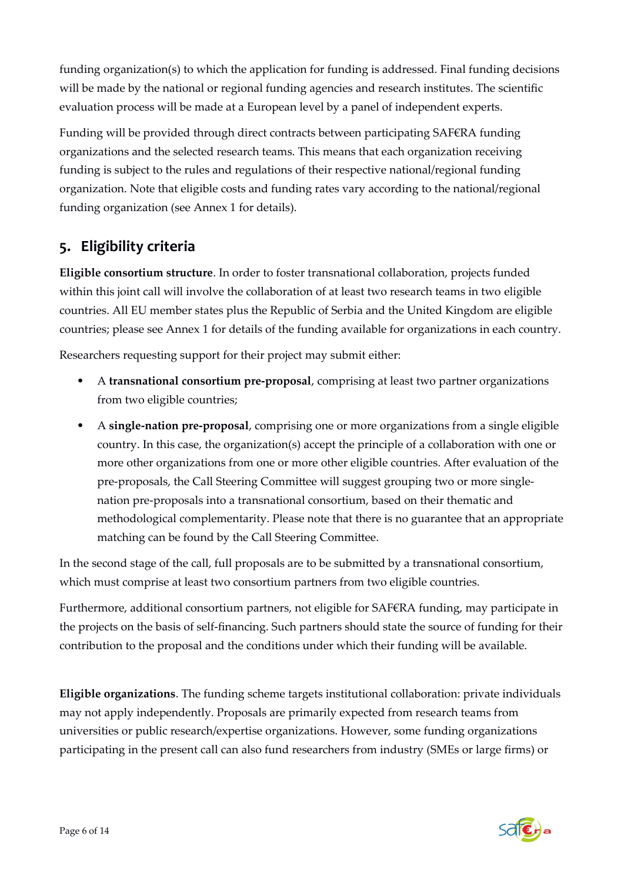funding organization(s) to which the application for funding is addressed. Final funding decisions will be made by the national or regional funding agencies and research institutes. The scientific evaluation process will be made at a European level by a panel of independent experts.

Funding will be provided through direct contracts between participating SAF€RA funding organizations and the selected research teams. This means that each organization receiving funding is subject to the rules and regulations of their respective national/regional funding organization. Note that eligible costs and funding rates vary according to the national/regional funding organization (see Annex 1 for details).

## 5. Eligibility criteria

**Eligible consortium structure**. In order to foster transnational collaboration, projects funded within this joint call will involve the collaboration of at least two research teams in two eligible countries. All EU member states plus the Republic of Serbia and the United Kingdom are eligible countries; please see Annex 1 for details of the funding available for organizations in each country.

Researchers requesting support for their project may submit either:

- A **transnational consortium pre-proposal**, comprising at least two partner organizations from two eligible countries;
- A **single-nation pre-proposal**, comprising one or more organizations from a single eligible country. In this case, the organization(s) accept the principle of a collaboration with one or more other organizations from one or more other eligible countries. After evaluation of the pre-proposals, the Call Steering Committee will suggest grouping two or more single-nation pre-proposals into a transnational consortium, based on their thematic and methodological complementarity. Please note that there is no guarantee that an appropriate matching can be found by the Call Steering Committee.

In the second stage of the call, full proposals are to be submitted by a transnational consortium, which must comprise at least two consortium partners from two eligible countries.

Furthermore, additional consortium partners, not eligible for SAF€RA funding, may participate in the projects on the basis of self-financing. Such partners should state the source of funding for their contribution to the proposal and the conditions under which their funding will be available.

**Eligible organizations**. The funding scheme targets institutional collaboration: private individuals may not apply independently. Proposals are primarily expected from research teams from universities or public research/expertise organizations. However, some funding organizations participating in the present call can also fund researchers from industry (SMEs or large firms) or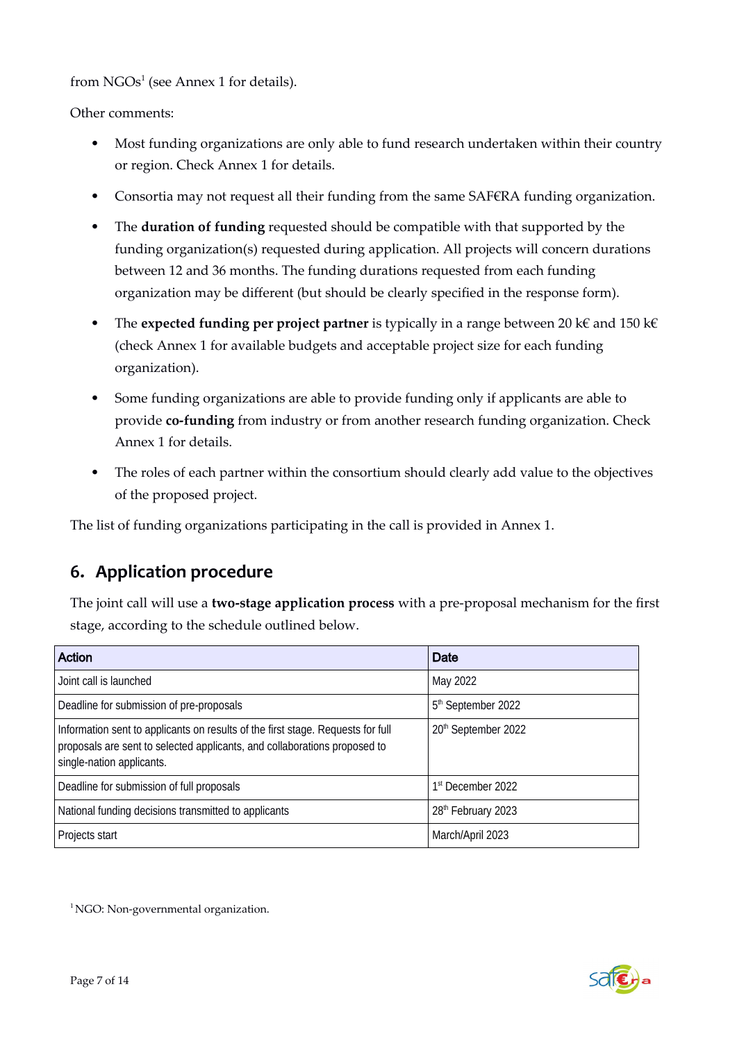from NGOs[1] (see Annex 1 for details).

Other comments:

- Most funding organizations are only able to fund research undertaken within their country or region. Check Annex 1 for details.
- Consortia may not request all their funding from the same SAF€RA funding organization.
- The **duration of funding** requested should be compatible with that supported by the funding organization(s) requested during application. All projects will concern durations between 12 and 36 months. The funding durations requested from each funding organization may be different (but should be clearly specified in the response form).
- The **expected funding per project partner** is typically in a range between 20 k€ and 150 k€ (check Annex 1 for available budgets and acceptable project size for each funding organization).
- Some funding organizations are able to provide funding only if applicants are able to provide **co-funding** from industry or from another research funding organization. Check Annex 1 for details.
- The roles of each partner within the consortium should clearly add value to the objectives of the proposed project.

The list of funding organizations participating in the call is provided in Annex 1.

## 6. Application procedure

The joint call will use a **two-stage application process** with a pre-proposal mechanism for the first stage, according to the schedule outlined below.

| Action | Date |
|---|---|
| Joint call is launched | May 2022 |
| Deadline for submission of pre-proposals | 5th September 2022 |
| Information sent to applicants on results of the first stage. Requests for full proposals are sent to selected applicants, and collaborations proposed to single-nation applicants. | 20th September 2022 |
| Deadline for submission of full proposals | 1st December 2022 |
| National funding decisions transmitted to applicants | 28th February 2023 |
| Projects start | March/April 2023 |

[1] NGO: Non-governmental organization.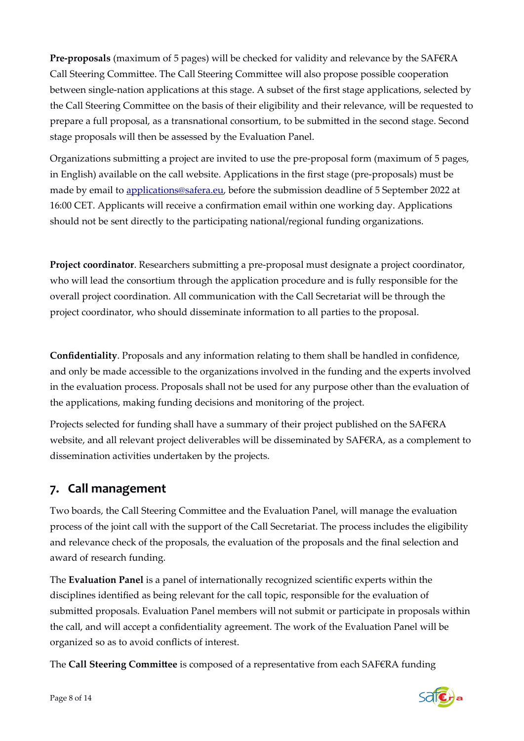**Pre-proposals** (maximum of 5 pages) will be checked for validity and relevance by the SAF€RA Call Steering Committee. The Call Steering Committee will also propose possible cooperation between single-nation applications at this stage. A subset of the first stage applications, selected by the Call Steering Committee on the basis of their eligibility and their relevance, will be requested to prepare a full proposal, as a transnational consortium, to be submitted in the second stage. Second stage proposals will then be assessed by the Evaluation Panel.

Organizations submitting a project are invited to use the pre-proposal form (maximum of 5 pages, in English) available on the call website. Applications in the first stage (pre-proposals) must be made by email to applications@safera.eu, before the submission deadline of 5 September 2022 at 16:00 CET. Applicants will receive a confirmation email within one working day. Applications should not be sent directly to the participating national/regional funding organizations.

**Project coordinator**. Researchers submitting a pre-proposal must designate a project coordinator, who will lead the consortium through the application procedure and is fully responsible for the overall project coordination. All communication with the Call Secretariat will be through the project coordinator, who should disseminate information to all parties to the proposal.

**Confidentiality**. Proposals and any information relating to them shall be handled in confidence, and only be made accessible to the organizations involved in the funding and the experts involved in the evaluation process. Proposals shall not be used for any purpose other than the evaluation of the applications, making funding decisions and monitoring of the project.

Projects selected for funding shall have a summary of their project published on the SAF€RA website, and all relevant project deliverables will be disseminated by SAF€RA, as a complement to dissemination activities undertaken by the projects.

## 7. Call management

Two boards, the Call Steering Committee and the Evaluation Panel, will manage the evaluation process of the joint call with the support of the Call Secretariat. The process includes the eligibility and relevance check of the proposals, the evaluation of the proposals and the final selection and award of research funding.

The **Evaluation Panel** is a panel of internationally recognized scientific experts within the disciplines identified as being relevant for the call topic, responsible for the evaluation of submitted proposals. Evaluation Panel members will not submit or participate in proposals within the call, and will accept a confidentiality agreement. The work of the Evaluation Panel will be organized so as to avoid conflicts of interest.

The **Call Steering Committee** is composed of a representative from each SAF€RA funding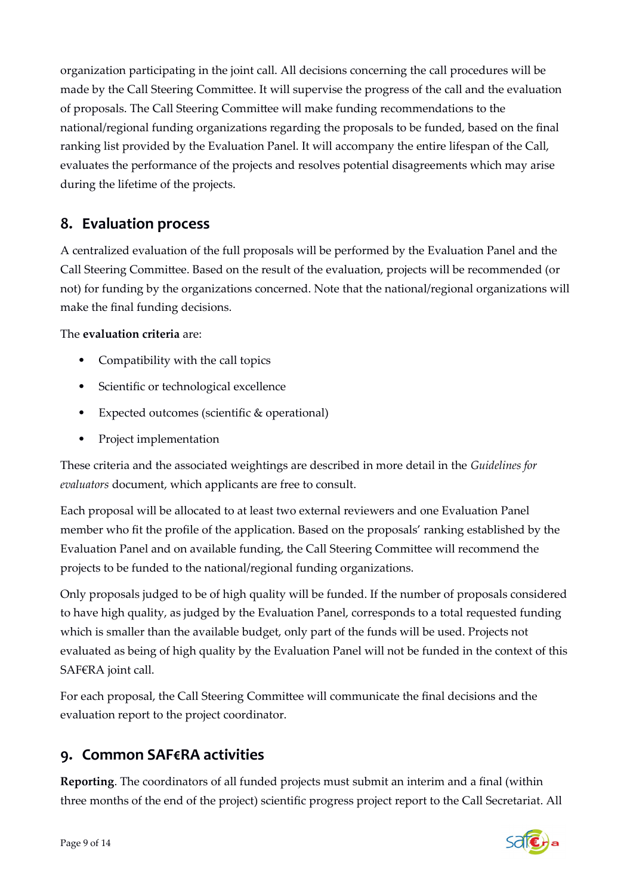organization participating in the joint call. All decisions concerning the call procedures will be made by the Call Steering Committee. It will supervise the progress of the call and the evaluation of proposals. The Call Steering Committee will make funding recommendations to the national/regional funding organizations regarding the proposals to be funded, based on the final ranking list provided by the Evaluation Panel. It will accompany the entire lifespan of the Call, evaluates the performance of the projects and resolves potential disagreements which may arise during the lifetime of the projects.

## 8. Evaluation process

A centralized evaluation of the full proposals will be performed by the Evaluation Panel and the Call Steering Committee. Based on the result of the evaluation, projects will be recommended (or not) for funding by the organizations concerned. Note that the national/regional organizations will make the final funding decisions.

The **evaluation criteria** are:

- Compatibility with the call topics
- Scientific or technological excellence
- Expected outcomes (scientific & operational)
- Project implementation

These criteria and the associated weightings are described in more detail in the *Guidelines for evaluators* document, which applicants are free to consult.

Each proposal will be allocated to at least two external reviewers and one Evaluation Panel member who fit the profile of the application. Based on the proposals' ranking established by the Evaluation Panel and on available funding, the Call Steering Committee will recommend the projects to be funded to the national/regional funding organizations.

Only proposals judged to be of high quality will be funded. If the number of proposals considered to have high quality, as judged by the Evaluation Panel, corresponds to a total requested funding which is smaller than the available budget, only part of the funds will be used. Projects not evaluated as being of high quality by the Evaluation Panel will not be funded in the context of this SAF€RA joint call.

For each proposal, the Call Steering Committee will communicate the final decisions and the evaluation report to the project coordinator.

## 9. Common SAF€RA activities

**Reporting**. The coordinators of all funded projects must submit an interim and a final (within three months of the end of the project) scientific progress project report to the Call Secretariat. All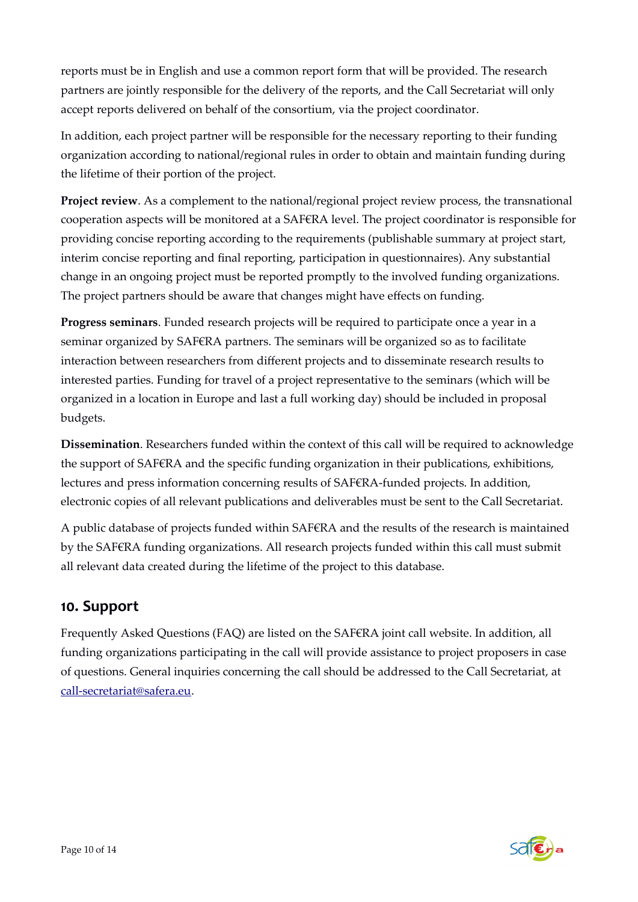reports must be in English and use a common report form that will be provided. The research partners are jointly responsible for the delivery of the reports, and the Call Secretariat will only accept reports delivered on behalf of the consortium, via the project coordinator.

In addition, each project partner will be responsible for the necessary reporting to their funding organization according to national/regional rules in order to obtain and maintain funding during the lifetime of their portion of the project.

**Project review**. As a complement to the national/regional project review process, the transnational cooperation aspects will be monitored at a SAF€RA level. The project coordinator is responsible for providing concise reporting according to the requirements (publishable summary at project start, interim concise reporting and final reporting, participation in questionnaires). Any substantial change in an ongoing project must be reported promptly to the involved funding organizations. The project partners should be aware that changes might have effects on funding.

**Progress seminars**. Funded research projects will be required to participate once a year in a seminar organized by SAF€RA partners. The seminars will be organized so as to facilitate interaction between researchers from different projects and to disseminate research results to interested parties. Funding for travel of a project representative to the seminars (which will be organized in a location in Europe and last a full working day) should be included in proposal budgets.

**Dissemination**. Researchers funded within the context of this call will be required to acknowledge the support of SAF€RA and the specific funding organization in their publications, exhibitions, lectures and press information concerning results of SAF€RA-funded projects. In addition, electronic copies of all relevant publications and deliverables must be sent to the Call Secretariat.

A public database of projects funded within SAF€RA and the results of the research is maintained by the SAF€RA funding organizations. All research projects funded within this call must submit all relevant data created during the lifetime of the project to this database.

## 10. Support

Frequently Asked Questions (FAQ) are listed on the SAF€RA joint call website. In addition, all funding organizations participating in the call will provide assistance to project proposers in case of questions. General inquiries concerning the call should be addressed to the Call Secretariat, at call-secretariat@safera.eu.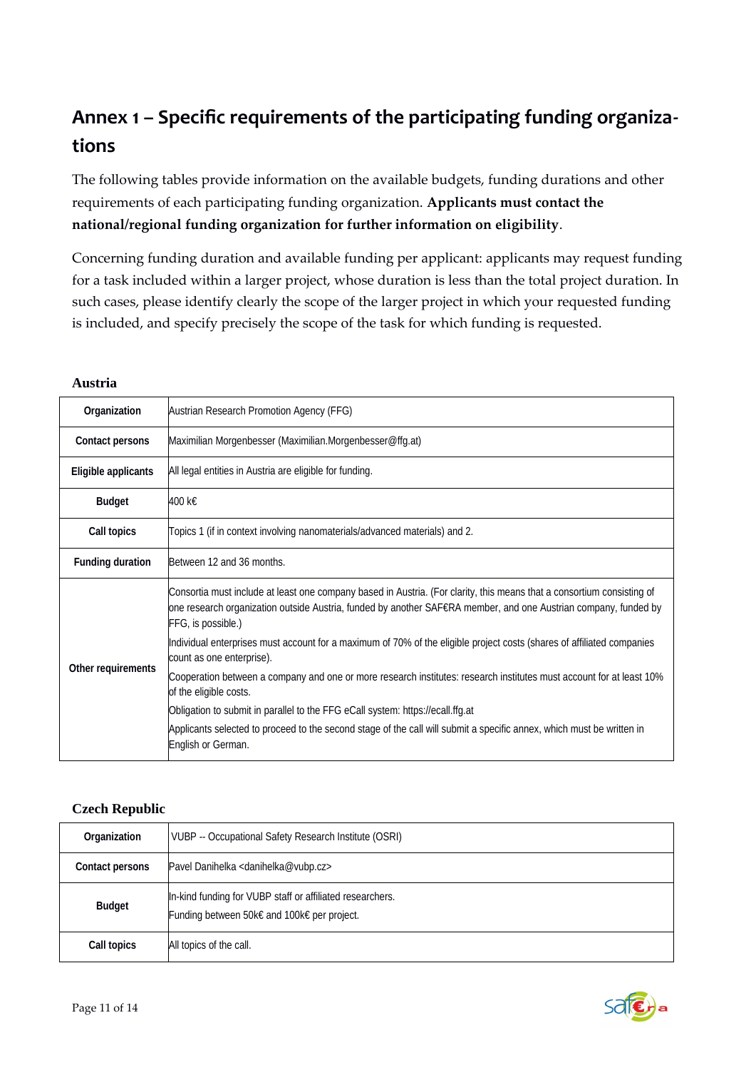# Annex 1 – Specific requirements of the participating funding organizations

The following tables provide information on the available budgets, funding durations and other requirements of each participating funding organization. **Applicants must contact the national/regional funding organization for further information on eligibility**.

Concerning funding duration and available funding per applicant: applicants may request funding for a task included within a larger project, whose duration is less than the total project duration. In such cases, please identify clearly the scope of the larger project in which your requested funding is included, and specify precisely the scope of the task for which funding is requested.

### Austria

| | |
|---|---|
| **Organization** | Austrian Research Promotion Agency (FFG) |
| **Contact persons** | Maximilian Morgenbesser (Maximilian.Morgenbesser@ffg.at) |
| **Eligible applicants** | All legal entities in Austria are eligible for funding. |
| **Budget** | 400 k€ |
| **Call topics** | Topics 1 (if in context involving nanomaterials/advanced materials) and 2. |
| **Funding duration** | Between 12 and 36 months. |
| **Other requirements** | Consortia must include at least one company based in Austria. (For clarity, this means that a consortium consisting of one research organization outside Austria, funded by another SAF€RA member, and one Austrian company, funded by FFG, is possible.)<br>Individual enterprises must account for a maximum of 70% of the eligible project costs (shares of affiliated companies count as one enterprise).<br>Cooperation between a company and one or more research institutes: research institutes must account for at least 10% of the eligible costs.<br>Obligation to submit in parallel to the FFG eCall system: https://ecall.ffg.at<br>Applicants selected to proceed to the second stage of the call will submit a specific annex, which must be written in English or German. |

### Czech Republic

| | |
|---|---|
| **Organization** | VUBP -- Occupational Safety Research Institute (OSRI) |
| **Contact persons** | Pavel Danihelka <danihelka@vubp.cz> |
| **Budget** | In-kind funding for VUBP staff or affiliated researchers.<br>Funding between 50k€ and 100k€ per project. |
| **Call topics** | All topics of the call. |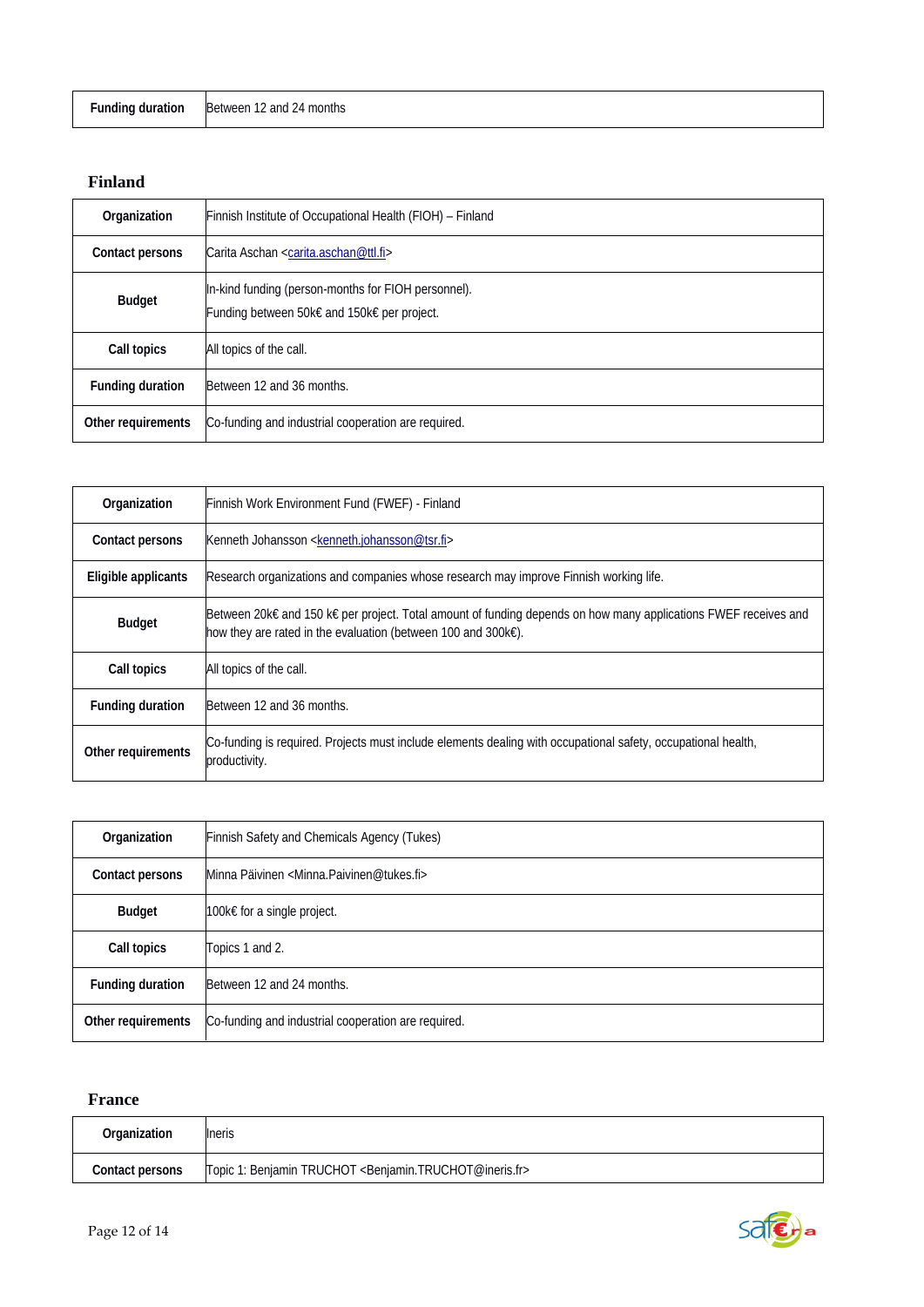| Funding duration | Between 12 and 24 months |
|---|---|

### Finland

| Organization | Finnish Institute of Occupational Health (FIOH) – Finland |
|---|---|
| Contact persons | Carita Aschan <carita.aschan@ttl.fi> |
| Budget | In-kind funding (person-months for FIOH personnel).<br>Funding between 50k€ and 150k€ per project. |
| Call topics | All topics of the call. |
| Funding duration | Between 12 and 36 months. |
| Other requirements | Co-funding and industrial cooperation are required. |

| Organization | Finnish Work Environment Fund (FWEF) - Finland |
|---|---|
| Contact persons | Kenneth Johansson <kenneth.johansson@tsr.fi> |
| Eligible applicants | Research organizations and companies whose research may improve Finnish working life. |
| Budget | Between 20k€ and 150 k€ per project. Total amount of funding depends on how many applications FWEF receives and how they are rated in the evaluation (between 100 and 300k€). |
| Call topics | All topics of the call. |
| Funding duration | Between 12 and 36 months. |
| Other requirements | Co-funding is required. Projects must include elements dealing with occupational safety, occupational health, productivity. |

| Organization | Finnish Safety and Chemicals Agency (Tukes) |
|---|---|
| Contact persons | Minna Päivinen <Minna.Paivinen@tukes.fi> |
| Budget | 100k€ for a single project. |
| Call topics | Topics 1 and 2. |
| Funding duration | Between 12 and 24 months. |
| Other requirements | Co-funding and industrial cooperation are required. |

### France

| Organization | Ineris |
|---|---|
| Contact persons | Topic 1: Benjamin TRUCHOT <Benjamin.TRUCHOT@ineris.fr> |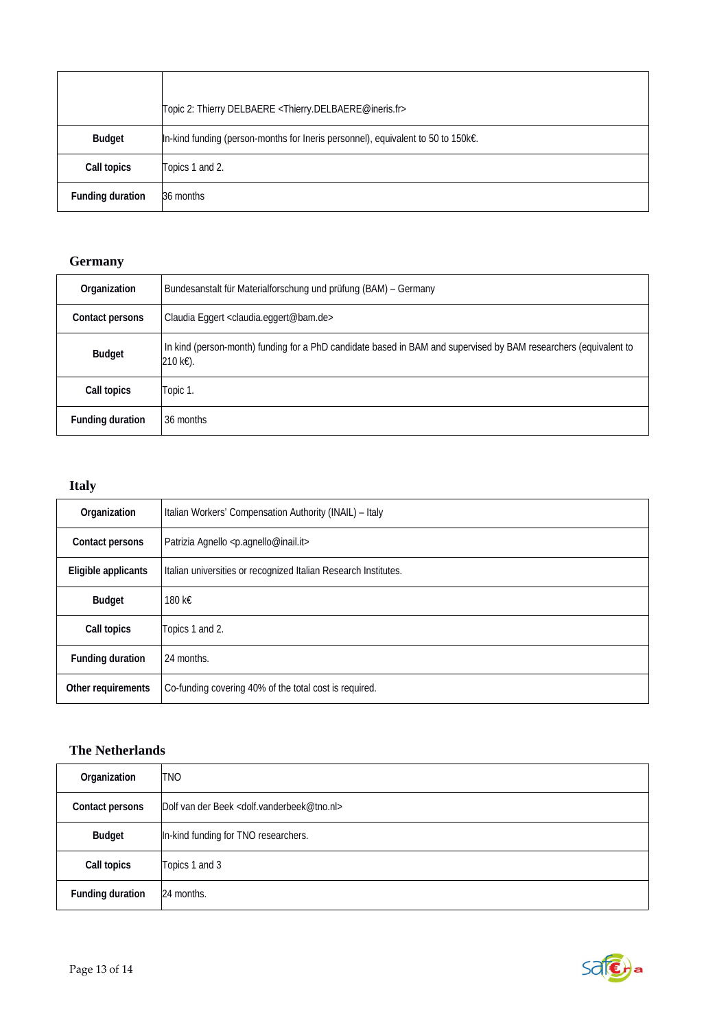| | |
|---|---|
| | Topic 2: Thierry DELBAERE <Thierry.DELBAERE@ineris.fr> |
| **Budget** | In-kind funding (person-months for Ineris personnel), equivalent to 50 to 150k€. |
| **Call topics** | Topics 1 and 2. |
| **Funding duration** | 36 months |

## Germany

| | |
|---|---|
| **Organization** | Bundesanstalt für Materialforschung und prüfung (BAM) – Germany |
| **Contact persons** | Claudia Eggert <claudia.eggert@bam.de> |
| **Budget** | In kind (person-month) funding for a PhD candidate based in BAM and supervised by BAM researchers (equivalent to 210 k€). |
| **Call topics** | Topic 1. |
| **Funding duration** | 36 months |

## Italy

| | |
|---|---|
| **Organization** | Italian Workers' Compensation Authority (INAIL) – Italy |
| **Contact persons** | Patrizia Agnello <p.agnello@inail.it> |
| **Eligible applicants** | Italian universities or recognized Italian Research Institutes. |
| **Budget** | 180 k€ |
| **Call topics** | Topics 1 and 2. |
| **Funding duration** | 24 months. |
| **Other requirements** | Co-funding covering 40% of the total cost is required. |

## The Netherlands

| | |
|---|---|
| **Organization** | TNO |
| **Contact persons** | Dolf van der Beek <dolf.vanderbeek@tno.nl> |
| **Budget** | In-kind funding for TNO researchers. |
| **Call topics** | Topics 1 and 3 |
| **Funding duration** | 24 months. |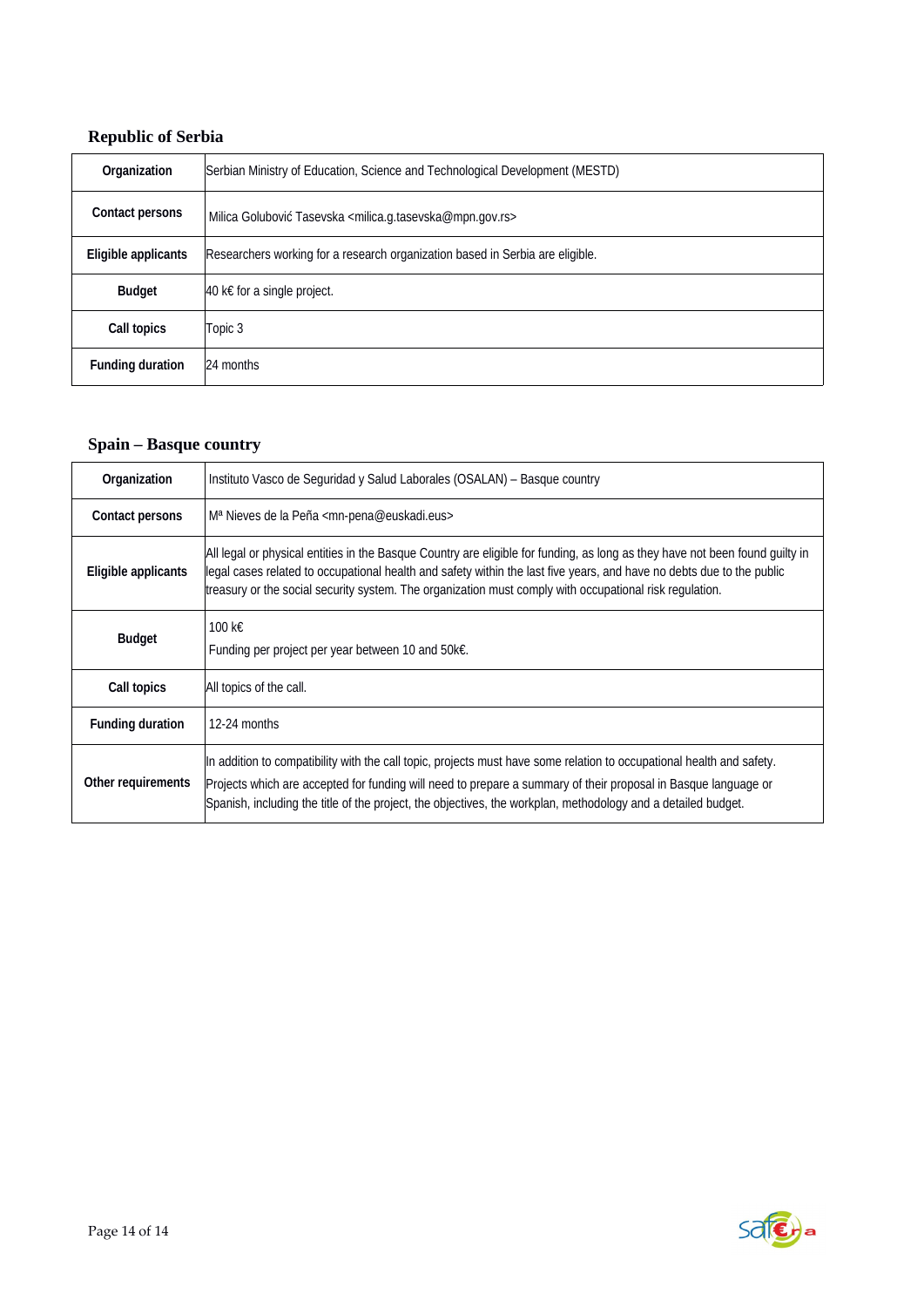## Republic of Serbia

| | |
|---|---|
| **Organization** | Serbian Ministry of Education, Science and Technological Development (MESTD) |
| **Contact persons** | Milica Golubović Tasevska <milica.g.tasevska@mpn.gov.rs> |
| **Eligible applicants** | Researchers working for a research organization based in Serbia are eligible. |
| **Budget** | 40 k€ for a single project. |
| **Call topics** | Topic 3 |
| **Funding duration** | 24 months |

## Spain – Basque country

| | |
|---|---|
| **Organization** | Instituto Vasco de Seguridad y Salud Laborales (OSALAN) – Basque country |
| **Contact persons** | Mª Nieves de la Peña <mn-pena@euskadi.eus> |
| **Eligible applicants** | All legal or physical entities in the Basque Country are eligible for funding, as long as they have not been found guilty in legal cases related to occupational health and safety within the last five years, and have no debts due to the public treasury or the social security system. The organization must comply with occupational risk regulation. |
| **Budget** | 100 k€<br>Funding per project per year between 10 and 50k€. |
| **Call topics** | All topics of the call. |
| **Funding duration** | 12-24 months |
| **Other requirements** | In addition to compatibility with the call topic, projects must have some relation to occupational health and safety.<br>Projects which are accepted for funding will need to prepare a summary of their proposal in Basque language or Spanish, including the title of the project, the objectives, the workplan, methodology and a detailed budget. |